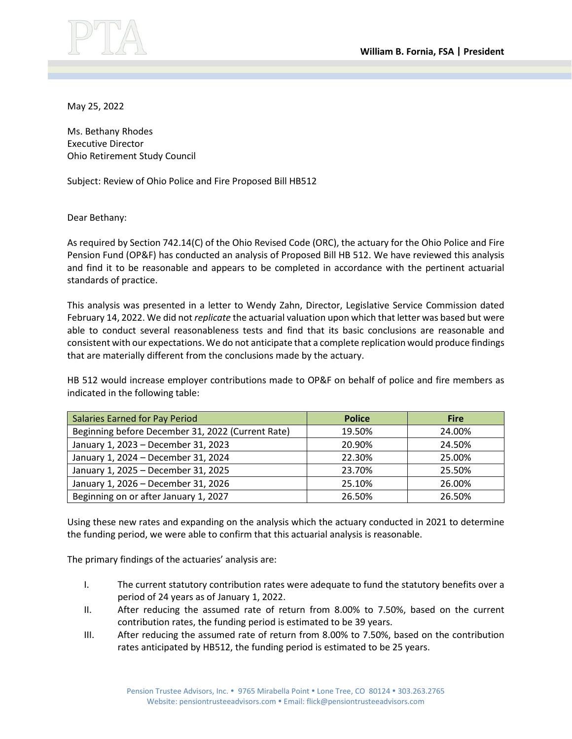PTA

**William B. Fornia, FSA | President**

May 25, 2022

Ms. Bethany Rhodes
Executive Director
Ohio Retirement Study Council

Subject: Review of Ohio Police and Fire Proposed Bill HB512

Dear Bethany:

As required by Section 742.14(C) of the Ohio Revised Code (ORC), the actuary for the Ohio Police and Fire Pension Fund (OP&F) has conducted an analysis of Proposed Bill HB 512. We have reviewed this analysis and find it to be reasonable and appears to be completed in accordance with the pertinent actuarial standards of practice.

This analysis was presented in a letter to Wendy Zahn, Director, Legislative Service Commission dated February 14, 2022. We did not *replicate* the actuarial valuation upon which that letter was based but were able to conduct several reasonableness tests and find that its basic conclusions are reasonable and consistent with our expectations. We do not anticipate that a complete replication would produce findings that are materially different from the conclusions made by the actuary.

HB 512 would increase employer contributions made to OP&F on behalf of police and fire members as indicated in the following table:

| Salaries Earned for Pay Period | Police | Fire |
|---|---|---|
| Beginning before December 31, 2022 (Current Rate) | 19.50% | 24.00% |
| January 1, 2023 – December 31, 2023 | 20.90% | 24.50% |
| January 1, 2024 – December 31, 2024 | 22.30% | 25.00% |
| January 1, 2025 – December 31, 2025 | 23.70% | 25.50% |
| January 1, 2026 – December 31, 2026 | 25.10% | 26.00% |
| Beginning on or after January 1, 2027 | 26.50% | 26.50% |

Using these new rates and expanding on the analysis which the actuary conducted in 2021 to determine the funding period, we were able to confirm that this actuarial analysis is reasonable.

The primary findings of the actuaries' analysis are:

I. The current statutory contribution rates were adequate to fund the statutory benefits over a period of 24 years as of January 1, 2022.

II. After reducing the assumed rate of return from 8.00% to 7.50%, based on the current contribution rates, the funding period is estimated to be 39 years.

III. After reducing the assumed rate of return from 8.00% to 7.50%, based on the contribution rates anticipated by HB512, the funding period is estimated to be 25 years.

Pension Trustee Advisors, Inc. • 9765 Mirabella Point • Lone Tree, CO 80124 • 303.263.2765
Website: pensiontrusteeadvisors.com • Email: flick@pensiontrusteeadvisors.com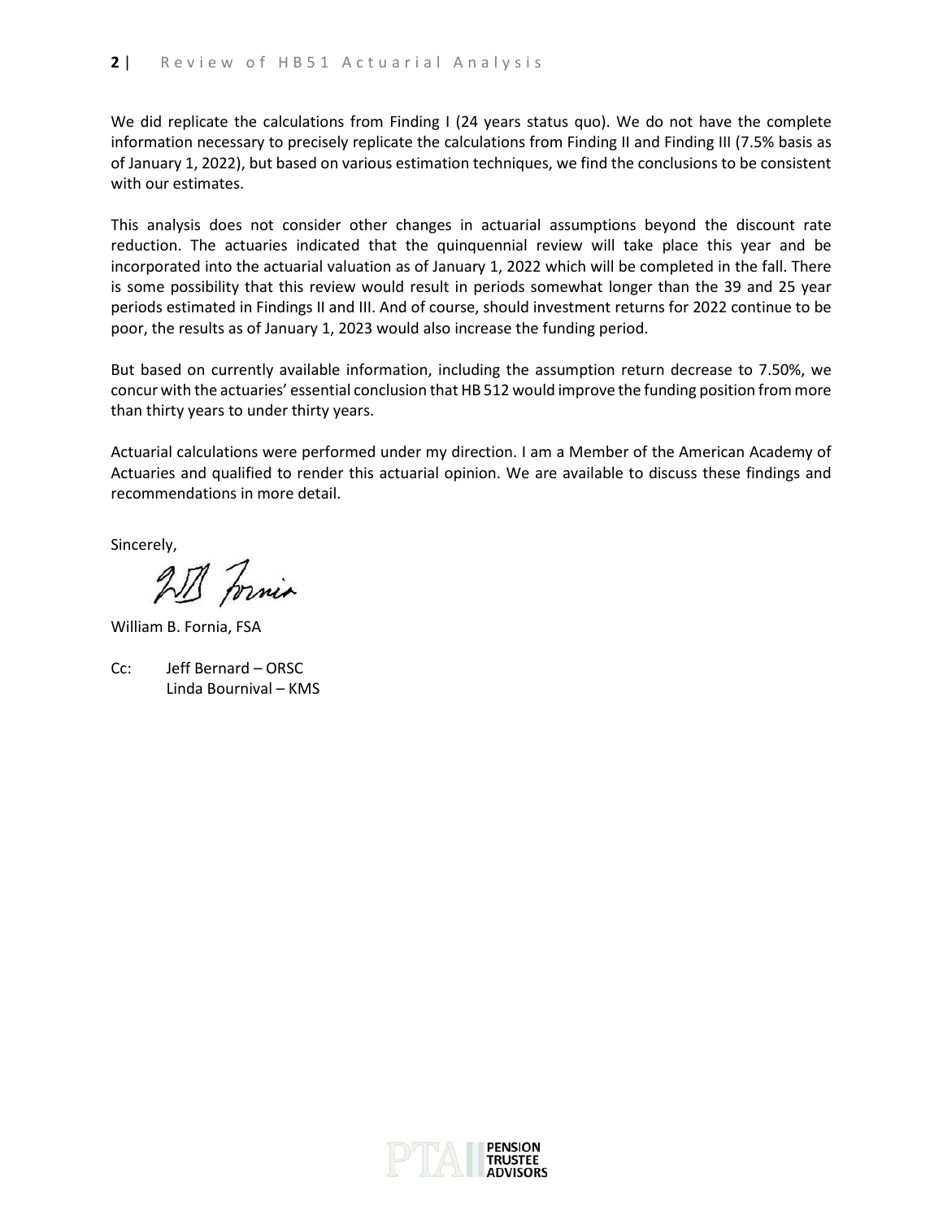We did replicate the calculations from Finding I (24 years status quo). We do not have the complete information necessary to precisely replicate the calculations from Finding II and Finding III (7.5% basis as of January 1, 2022), but based on various estimation techniques, we find the conclusions to be consistent with our estimates.

This analysis does not consider other changes in actuarial assumptions beyond the discount rate reduction. The actuaries indicated that the quinquennial review will take place this year and be incorporated into the actuarial valuation as of January 1, 2022 which will be completed in the fall. There is some possibility that this review would result in periods somewhat longer than the 39 and 25 year periods estimated in Findings II and III. And of course, should investment returns for 2022 continue to be poor, the results as of January 1, 2023 would also increase the funding period.

But based on currently available information, including the assumption return decrease to 7.50%, we concur with the actuaries' essential conclusion that HB 512 would improve the funding position from more than thirty years to under thirty years.

Actuarial calculations were performed under my direction. I am a Member of the American Academy of Actuaries and qualified to render this actuarial opinion. We are available to discuss these findings and recommendations in more detail.

Sincerely,

William B. Fornia, FSA

Cc: Jeff Bernard – ORSC
Linda Bournival – KMS